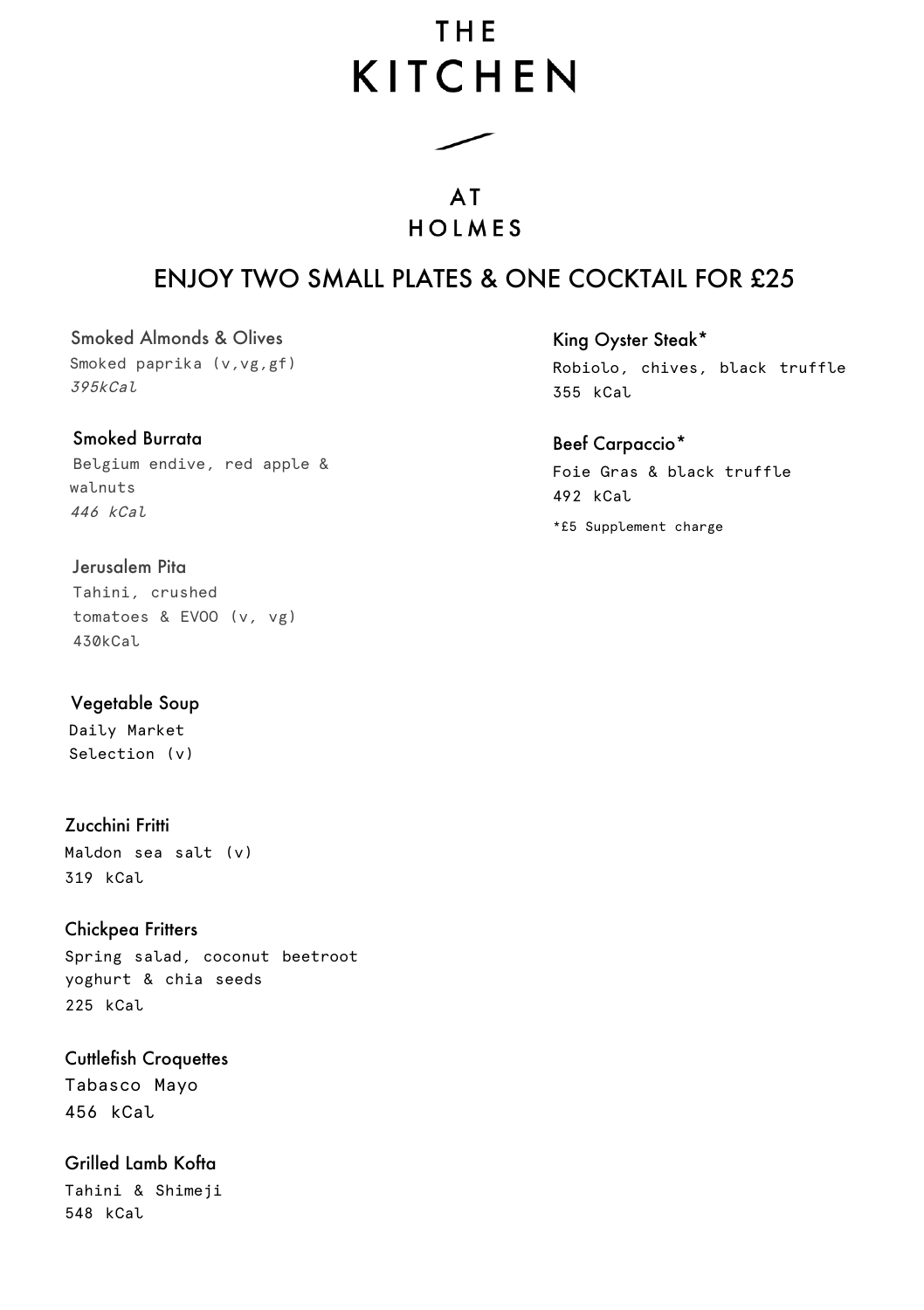# THE KITCHEN

## AT HOLMES

## ENJOY TWO SMALL PLATES & ONE COCKTAIL FOR £25

### Smoked Almonds & Olives
Smoked paprika (v,vg,gf)
*395kCal*

### Smoked Burrata
Belgium endive, red apple & walnuts
*446 kCal*

### Jerusalem Pita
Tahini, crushed tomatoes & EVOO (v, vg)
430kCal

### Vegetable Soup
Daily Market Selection (v)

### Zucchini Fritti
Maldon sea salt (v)
319 kCal

### Chickpea Fritters
Spring salad, coconut beetroot yoghurt & chia seeds
225 kCal

### Cuttlefish Croquettes
Tabasco Mayo
456 kCal

### Grilled Lamb Kofta
Tahini & Shimeji
548 kCal

### King Oyster Steak*
Robiolo, chives, black truffle
355 kCal

### Beef Carpaccio*
Foie Gras & black truffle
492 kCal

*£5 Supplement charge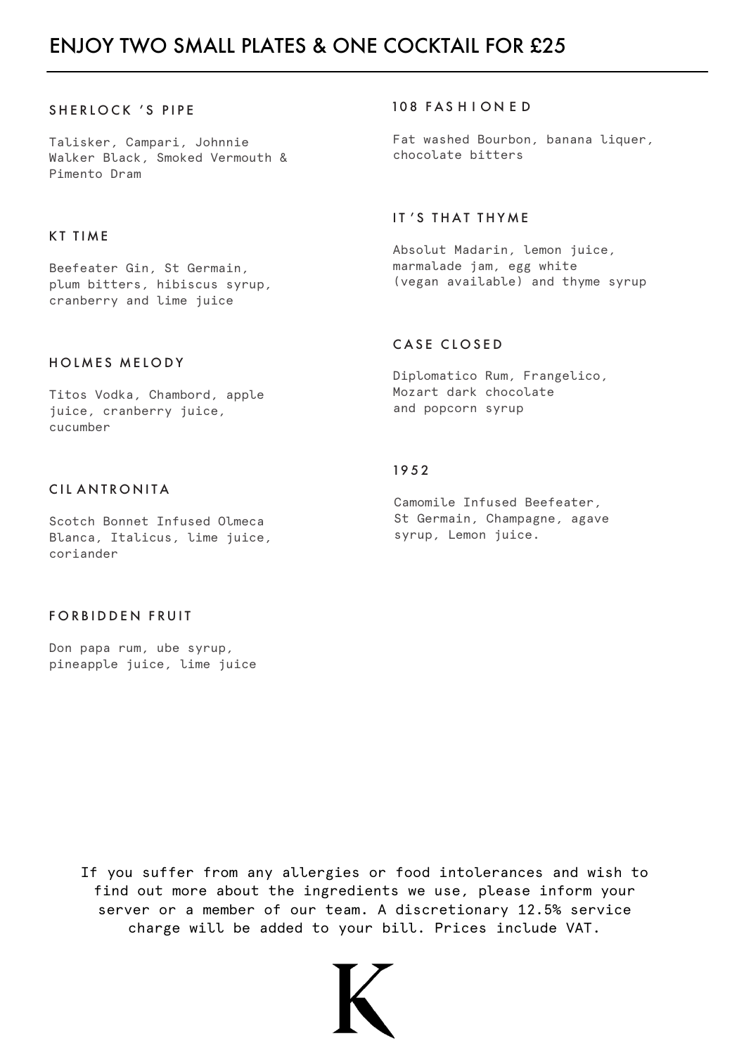# ENJOY TWO SMALL PLATES & ONE COCKTAIL FOR £25

### SHERLOCK 'S PIPE

Talisker, Campari, Johnnie Walker Black, Smoked Vermouth & Pimento Dram

### KT TIME

Beefeater Gin, St Germain, plum bitters, hibiscus syrup, cranberry and lime juice

### HOLMES MELODY

Titos Vodka, Chambord, apple juice, cranberry juice, cucumber

### CILANTRONITA

Scotch Bonnet Infused Olmeca Blanca, Italicus, lime juice, coriander

### FORBIDDEN FRUIT

Don papa rum, ube syrup, pineapple juice, lime juice

### 108 FASHIONED

Fat washed Bourbon, banana liquer, chocolate bitters

### IT'S THAT THYME

Absolut Madarin, lemon juice, marmalade jam, egg white (vegan available) and thyme syrup

### CASE CLOSED

Diplomatico Rum, Frangelico, Mozart dark chocolate and popcorn syrup

### 1952

Camomile Infused Beefeater, St Germain, Champagne, agave syrup, Lemon juice.

If you suffer from any allergies or food intolerances and wish to find out more about the ingredients we use, please inform your server or a member of our team. A discretionary 12.5% service charge will be added to your bill. Prices include VAT.

K